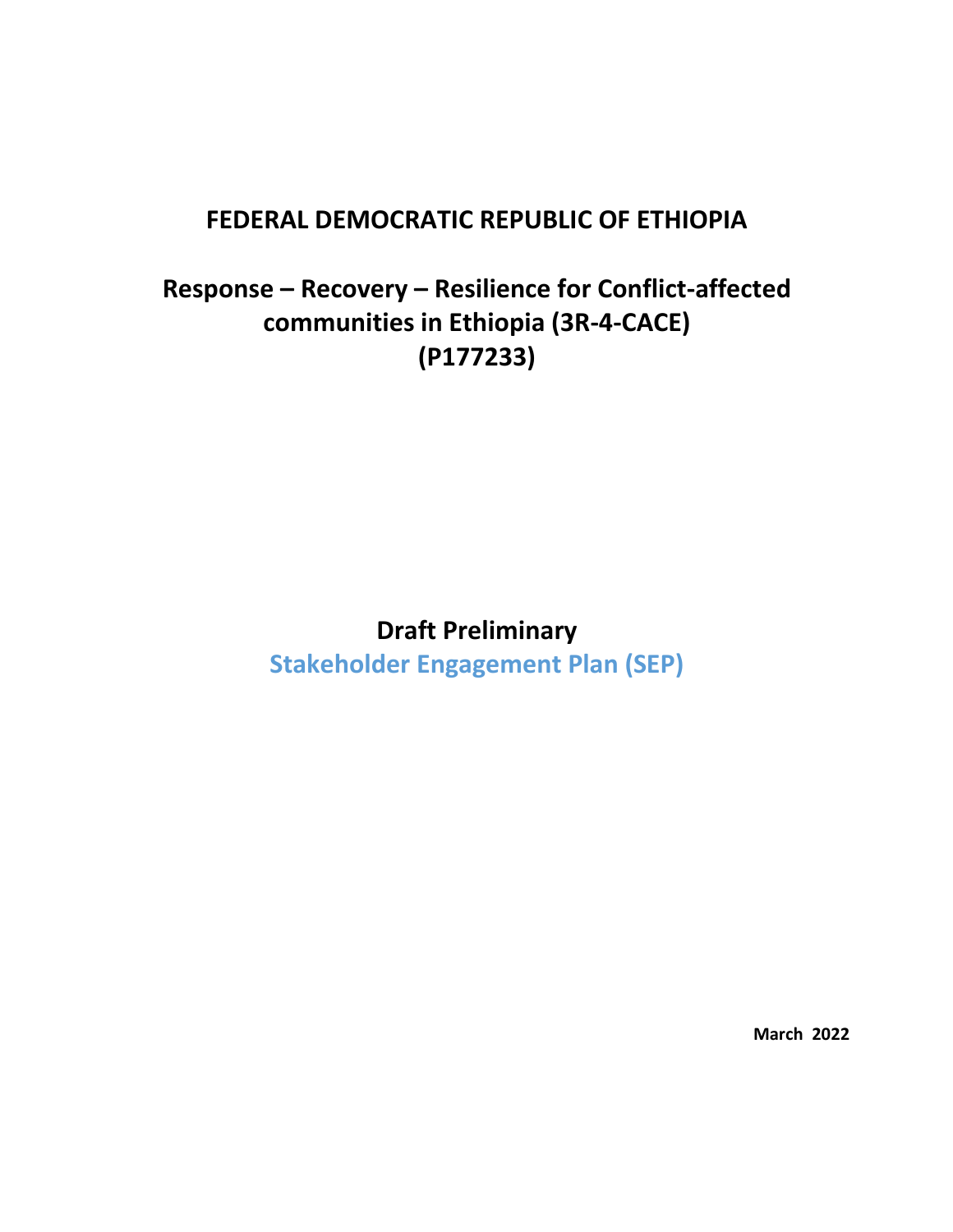# FEDERAL DEMOCRATIC REPUBLIC OF ETHIOPIA

## Response – Recovery – Resilience for Conflict-affected communities in Ethiopia (3R-4-CACE) (P177233)

## Draft Preliminary

## Stakeholder Engagement Plan (SEP)

**March 2022**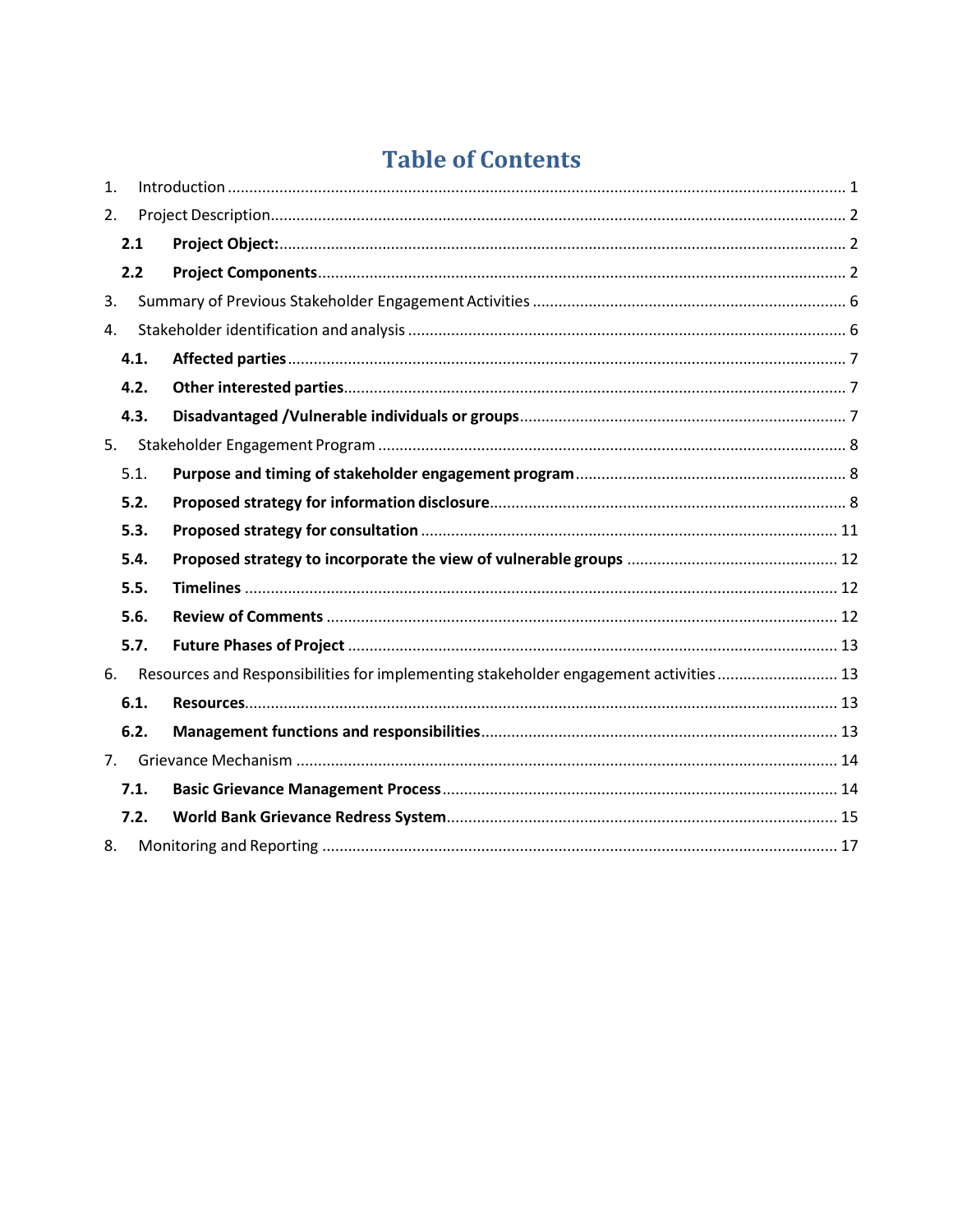# Table of Contents

1. Introduction ..... 1
2. Project Description ..... 2
   - **2.1 Project Object:** ..... 2
   - **2.2 Project Components** ..... 2
3. Summary of Previous Stakeholder Engagement Activities ..... 6
4. Stakeholder identification and analysis ..... 6
   - **4.1. Affected parties** ..... 7
   - **4.2. Other interested parties** ..... 7
   - **4.3. Disadvantaged /Vulnerable individuals or groups** ..... 7
5. Stakeholder Engagement Program ..... 8
   - 5.1. **Purpose and timing of stakeholder engagement program** ..... 8
   - **5.2. Proposed strategy for information disclosure** ..... 8
   - **5.3. Proposed strategy for consultation** ..... 11
   - **5.4. Proposed strategy to incorporate the view of vulnerable groups** ..... 12
   - **5.5. Timelines** ..... 12
   - **5.6. Review of Comments** ..... 12
   - **5.7. Future Phases of Project** ..... 13
6. Resources and Responsibilities for implementing stakeholder engagement activities ..... 13
   - **6.1. Resources** ..... 13
   - **6.2. Management functions and responsibilities** ..... 13
7. Grievance Mechanism ..... 14
   - **7.1. Basic Grievance Management Process** ..... 14
   - **7.2. World Bank Grievance Redress System** ..... 15
8. Monitoring and Reporting ..... 17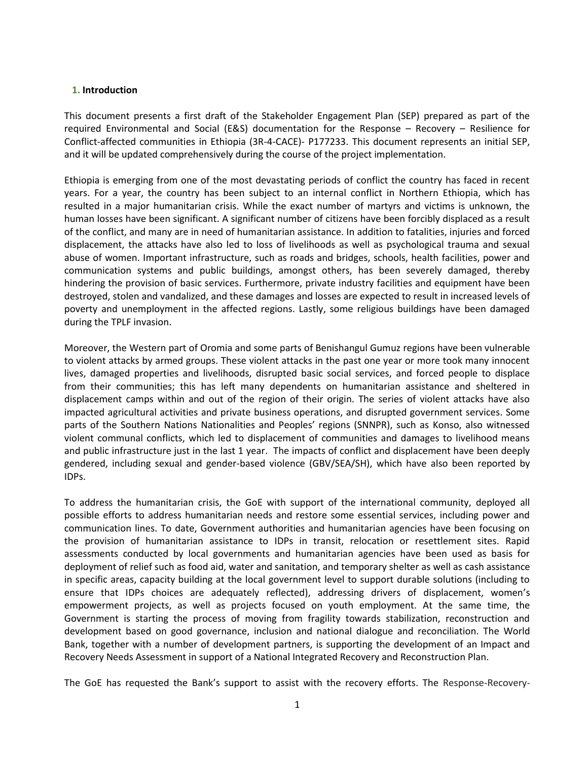## 1. Introduction

This document presents a first draft of the Stakeholder Engagement Plan (SEP) prepared as part of the required Environmental and Social (E&S) documentation for the Response – Recovery – Resilience for Conflict-affected communities in Ethiopia (3R-4-CACE)- P177233. This document represents an initial SEP, and it will be updated comprehensively during the course of the project implementation.

Ethiopia is emerging from one of the most devastating periods of conflict the country has faced in recent years. For a year, the country has been subject to an internal conflict in Northern Ethiopia, which has resulted in a major humanitarian crisis. While the exact number of martyrs and victims is unknown, the human losses have been significant. A significant number of citizens have been forcibly displaced as a result of the conflict, and many are in need of humanitarian assistance. In addition to fatalities, injuries and forced displacement, the attacks have also led to loss of livelihoods as well as psychological trauma and sexual abuse of women. Important infrastructure, such as roads and bridges, schools, health facilities, power and communication systems and public buildings, amongst others, has been severely damaged, thereby hindering the provision of basic services. Furthermore, private industry facilities and equipment have been destroyed, stolen and vandalized, and these damages and losses are expected to result in increased levels of poverty and unemployment in the affected regions. Lastly, some religious buildings have been damaged during the TPLF invasion.

Moreover, the Western part of Oromia and some parts of Benishangul Gumuz regions have been vulnerable to violent attacks by armed groups. These violent attacks in the past one year or more took many innocent lives, damaged properties and livelihoods, disrupted basic social services, and forced people to displace from their communities; this has left many dependents on humanitarian assistance and sheltered in displacement camps within and out of the region of their origin. The series of violent attacks have also impacted agricultural activities and private business operations, and disrupted government services. Some parts of the Southern Nations Nationalities and Peoples' regions (SNNPR), such as Konso, also witnessed violent communal conflicts, which led to displacement of communities and damages to livelihood means and public infrastructure just in the last 1 year. The impacts of conflict and displacement have been deeply gendered, including sexual and gender-based violence (GBV/SEA/SH), which have also been reported by IDPs.

To address the humanitarian crisis, the GoE with support of the international community, deployed all possible efforts to address humanitarian needs and restore some essential services, including power and communication lines. To date, Government authorities and humanitarian agencies have been focusing on the provision of humanitarian assistance to IDPs in transit, relocation or resettlement sites. Rapid assessments conducted by local governments and humanitarian agencies have been used as basis for deployment of relief such as food aid, water and sanitation, and temporary shelter as well as cash assistance in specific areas, capacity building at the local government level to support durable solutions (including to ensure that IDPs choices are adequately reflected), addressing drivers of displacement, women's empowerment projects, as well as projects focused on youth employment. At the same time, the Government is starting the process of moving from fragility towards stabilization, reconstruction and development based on good governance, inclusion and national dialogue and reconciliation. The World Bank, together with a number of development partners, is supporting the development of an Impact and Recovery Needs Assessment in support of a National Integrated Recovery and Reconstruction Plan.

The GoE has requested the Bank's support to assist with the recovery efforts. The Response-Recovery-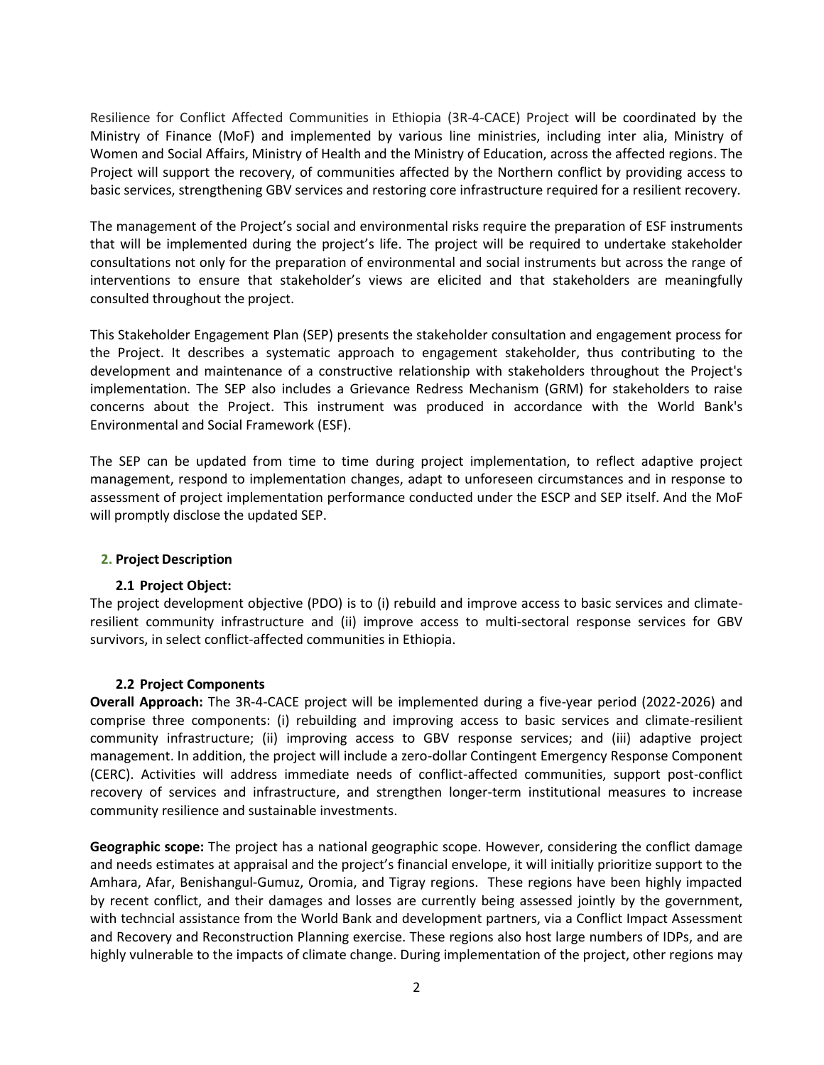Resilience for Conflict Affected Communities in Ethiopia (3R-4-CACE) Project will be coordinated by the Ministry of Finance (MoF) and implemented by various line ministries, including inter alia, Ministry of Women and Social Affairs, Ministry of Health and the Ministry of Education, across the affected regions. The Project will support the recovery, of communities affected by the Northern conflict by providing access to basic services, strengthening GBV services and restoring core infrastructure required for a resilient recovery.

The management of the Project's social and environmental risks require the preparation of ESF instruments that will be implemented during the project's life. The project will be required to undertake stakeholder consultations not only for the preparation of environmental and social instruments but across the range of interventions to ensure that stakeholder's views are elicited and that stakeholders are meaningfully consulted throughout the project.

This Stakeholder Engagement Plan (SEP) presents the stakeholder consultation and engagement process for the Project. It describes a systematic approach to engagement stakeholder, thus contributing to the development and maintenance of a constructive relationship with stakeholders throughout the Project's implementation. The SEP also includes a Grievance Redress Mechanism (GRM) for stakeholders to raise concerns about the Project. This instrument was produced in accordance with the World Bank's Environmental and Social Framework (ESF).

The SEP can be updated from time to time during project implementation, to reflect adaptive project management, respond to implementation changes, adapt to unforeseen circumstances and in response to assessment of project implementation performance conducted under the ESCP and SEP itself. And the MoF will promptly disclose the updated SEP.

## 2. Project Description

### 2.1 Project Object:

The project development objective (PDO) is to (i) rebuild and improve access to basic services and climate-resilient community infrastructure and (ii) improve access to multi-sectoral response services for GBV survivors, in select conflict-affected communities in Ethiopia.

### 2.2 Project Components

**Overall Approach:** The 3R-4-CACE project will be implemented during a five-year period (2022-2026) and comprise three components: (i) rebuilding and improving access to basic services and climate-resilient community infrastructure; (ii) improving access to GBV response services; and (iii) adaptive project management. In addition, the project will include a zero-dollar Contingent Emergency Response Component (CERC). Activities will address immediate needs of conflict-affected communities, support post-conflict recovery of services and infrastructure, and strengthen longer-term institutional measures to increase community resilience and sustainable investments.

**Geographic scope:** The project has a national geographic scope. However, considering the conflict damage and needs estimates at appraisal and the project's financial envelope, it will initially prioritize support to the Amhara, Afar, Benishangul-Gumuz, Oromia, and Tigray regions. These regions have been highly impacted by recent conflict, and their damages and losses are currently being assessed jointly by the government, with techncial assistance from the World Bank and development partners, via a Conflict Impact Assessment and Recovery and Reconstruction Planning exercise. These regions also host large numbers of IDPs, and are highly vulnerable to the impacts of climate change. During implementation of the project, other regions may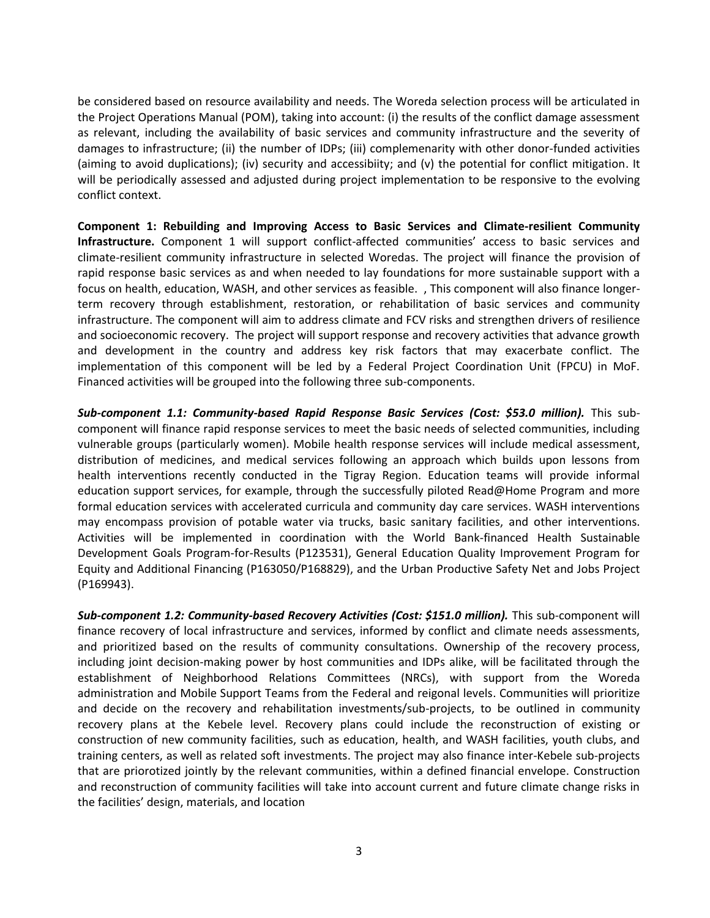be considered based on resource availability and needs. The Woreda selection process will be articulated in the Project Operations Manual (POM), taking into account: (i) the results of the conflict damage assessment as relevant, including the availability of basic services and community infrastructure and the severity of damages to infrastructure; (ii) the number of IDPs; (iii) complemenarity with other donor-funded activities (aiming to avoid duplications); (iv) security and accessibiity; and (v) the potential for conflict mitigation. It will be periodically assessed and adjusted during project implementation to be responsive to the evolving conflict context.

**Component 1: Rebuilding and Improving Access to Basic Services and Climate-resilient Community Infrastructure.** Component 1 will support conflict-affected communities' access to basic services and climate-resilient community infrastructure in selected Woredas. The project will finance the provision of rapid response basic services as and when needed to lay foundations for more sustainable support with a focus on health, education, WASH, and other services as feasible. , This component will also finance longer-term recovery through establishment, restoration, or rehabilitation of basic services and community infrastructure. The component will aim to address climate and FCV risks and strengthen drivers of resilience and socioeconomic recovery. The project will support response and recovery activities that advance growth and development in the country and address key risk factors that may exacerbate conflict. The implementation of this component will be led by a Federal Project Coordination Unit (FPCU) in MoF. Financed activities will be grouped into the following three sub-components.

***Sub-component 1.1: Community-based Rapid Response Basic Services (Cost: $53.0 million).*** This sub-component will finance rapid response services to meet the basic needs of selected communities, including vulnerable groups (particularly women). Mobile health response services will include medical assessment, distribution of medicines, and medical services following an approach which builds upon lessons from health interventions recently conducted in the Tigray Region. Education teams will provide informal education support services, for example, through the successfully piloted Read@Home Program and more formal education services with accelerated curricula and community day care services. WASH interventions may encompass provision of potable water via trucks, basic sanitary facilities, and other interventions. Activities will be implemented in coordination with the World Bank-financed Health Sustainable Development Goals Program-for-Results (P123531), General Education Quality Improvement Program for Equity and Additional Financing (P163050/P168829), and the Urban Productive Safety Net and Jobs Project (P169943).

***Sub-component 1.2: Community-based Recovery Activities (Cost: $151.0 million).*** This sub-component will finance recovery of local infrastructure and services, informed by conflict and climate needs assessments, and prioritized based on the results of community consultations. Ownership of the recovery process, including joint decision-making power by host communities and IDPs alike, will be facilitated through the establishment of Neighborhood Relations Committees (NRCs), with support from the Woreda administration and Mobile Support Teams from the Federal and reigonal levels. Communities will prioritize and decide on the recovery and rehabilitation investments/sub-projects, to be outlined in community recovery plans at the Kebele level. Recovery plans could include the reconstruction of existing or construction of new community facilities, such as education, health, and WASH facilities, youth clubs, and training centers, as well as related soft investments. The project may also finance inter-Kebele sub-projects that are priorotized jointly by the relevant communities, within a defined financial envelope. Construction and reconstruction of community facilities will take into account current and future climate change risks in the facilities' design, materials, and location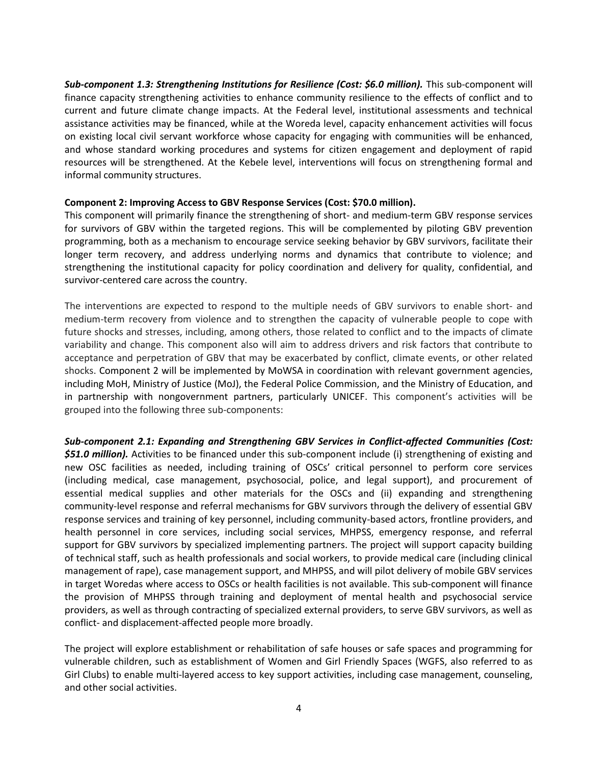***Sub-component 1.3: Strengthening Institutions for Resilience (Cost: $6.0 million).*** This sub-component will finance capacity strengthening activities to enhance community resilience to the effects of conflict and to current and future climate change impacts. At the Federal level, institutional assessments and technical assistance activities may be financed, while at the Woreda level, capacity enhancement activities will focus on existing local civil servant workforce whose capacity for engaging with communities will be enhanced, and whose standard working procedures and systems for citizen engagement and deployment of rapid resources will be strengthened. At the Kebele level, interventions will focus on strengthening formal and informal community structures.

**Component 2: Improving Access to GBV Response Services (Cost: $70.0 million).**

This component will primarily finance the strengthening of short- and medium-term GBV response services for survivors of GBV within the targeted regions. This will be complemented by piloting GBV prevention programming, both as a mechanism to encourage service seeking behavior by GBV survivors, facilitate their longer term recovery, and address underlying norms and dynamics that contribute to violence; and strengthening the institutional capacity for policy coordination and delivery for quality, confidential, and survivor-centered care across the country.

The interventions are expected to respond to the multiple needs of GBV survivors to enable short- and medium-term recovery from violence and to strengthen the capacity of vulnerable people to cope with future shocks and stresses, including, among others, those related to conflict and to the impacts of climate variability and change. This component also will aim to address drivers and risk factors that contribute to acceptance and perpetration of GBV that may be exacerbated by conflict, climate events, or other related shocks. Component 2 will be implemented by MoWSA in coordination with relevant government agencies, including MoH, Ministry of Justice (MoJ), the Federal Police Commission, and the Ministry of Education, and in partnership with nongovernment partners, particularly UNICEF. This component's activities will be grouped into the following three sub-components:

***Sub-component 2.1: Expanding and Strengthening GBV Services in Conflict-affected Communities (Cost: $51.0 million).*** Activities to be financed under this sub-component include (i) strengthening of existing and new OSC facilities as needed, including training of OSCs' critical personnel to perform core services (including medical, case management, psychosocial, police, and legal support), and procurement of essential medical supplies and other materials for the OSCs and (ii) expanding and strengthening community-level response and referral mechanisms for GBV survivors through the delivery of essential GBV response services and training of key personnel, including community-based actors, frontline providers, and health personnel in core services, including social services, MHPSS, emergency response, and referral support for GBV survivors by specialized implementing partners. The project will support capacity building of technical staff, such as health professionals and social workers, to provide medical care (including clinical management of rape), case management support, and MHPSS, and will pilot delivery of mobile GBV services in target Woredas where access to OSCs or health facilities is not available. This sub-component will finance the provision of MHPSS through training and deployment of mental health and psychosocial service providers, as well as through contracting of specialized external providers, to serve GBV survivors, as well as conflict- and displacement-affected people more broadly.

The project will explore establishment or rehabilitation of safe houses or safe spaces and programming for vulnerable children, such as establishment of Women and Girl Friendly Spaces (WGFS, also referred to as Girl Clubs) to enable multi-layered access to key support activities, including case management, counseling, and other social activities.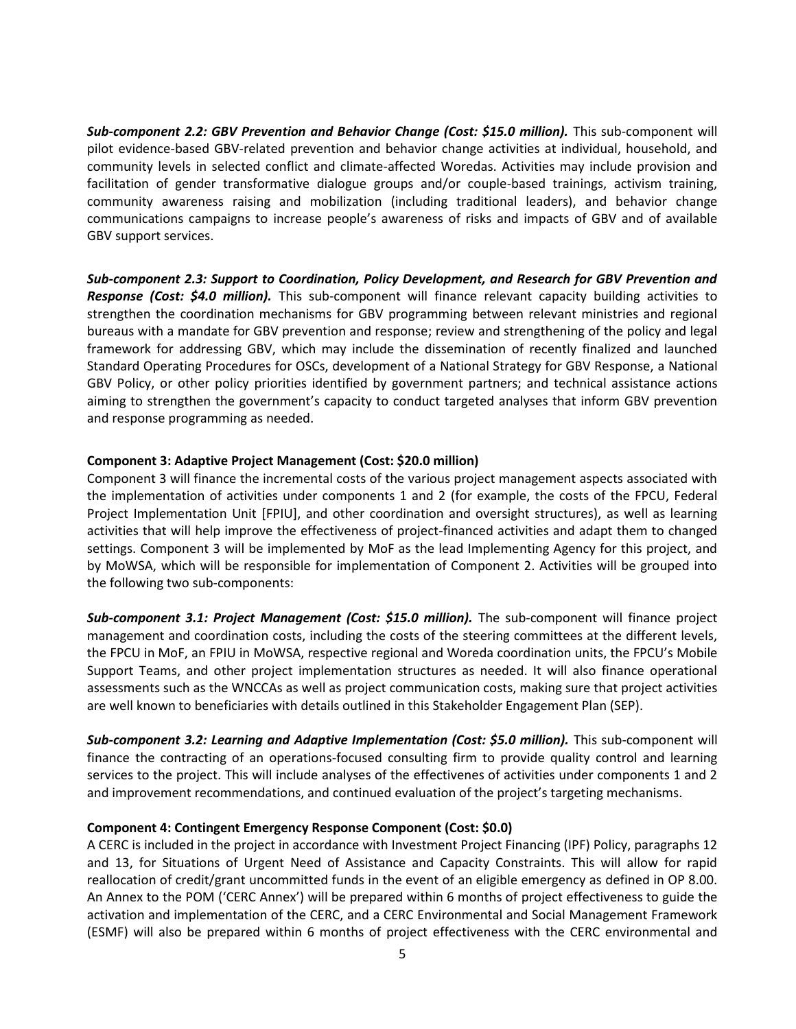***Sub-component 2.2: GBV Prevention and Behavior Change (Cost: $15.0 million).*** This sub-component will pilot evidence-based GBV-related prevention and behavior change activities at individual, household, and community levels in selected conflict and climate-affected Woredas. Activities may include provision and facilitation of gender transformative dialogue groups and/or couple-based trainings, activism training, community awareness raising and mobilization (including traditional leaders), and behavior change communications campaigns to increase people's awareness of risks and impacts of GBV and of available GBV support services.

***Sub-component 2.3: Support to Coordination, Policy Development, and Research for GBV Prevention and Response (Cost: $4.0 million).*** This sub-component will finance relevant capacity building activities to strengthen the coordination mechanisms for GBV programming between relevant ministries and regional bureaus with a mandate for GBV prevention and response; review and strengthening of the policy and legal framework for addressing GBV, which may include the dissemination of recently finalized and launched Standard Operating Procedures for OSCs, development of a National Strategy for GBV Response, a National GBV Policy, or other policy priorities identified by government partners; and technical assistance actions aiming to strengthen the government's capacity to conduct targeted analyses that inform GBV prevention and response programming as needed.

**Component 3: Adaptive Project Management (Cost: $20.0 million)**

Component 3 will finance the incremental costs of the various project management aspects associated with the implementation of activities under components 1 and 2 (for example, the costs of the FPCU, Federal Project Implementation Unit [FPIU], and other coordination and oversight structures), as well as learning activities that will help improve the effectiveness of project-financed activities and adapt them to changed settings. Component 3 will be implemented by MoF as the lead Implementing Agency for this project, and by MoWSA, which will be responsible for implementation of Component 2. Activities will be grouped into the following two sub-components:

***Sub-component 3.1: Project Management (Cost: $15.0 million).*** The sub-component will finance project management and coordination costs, including the costs of the steering committees at the different levels, the FPCU in MoF, an FPIU in MoWSA, respective regional and Woreda coordination units, the FPCU's Mobile Support Teams, and other project implementation structures as needed. It will also finance operational assessments such as the WNCCAs as well as project communication costs, making sure that project activities are well known to beneficiaries with details outlined in this Stakeholder Engagement Plan (SEP).

***Sub-component 3.2: Learning and Adaptive Implementation (Cost: $5.0 million).*** This sub-component will finance the contracting of an operations-focused consulting firm to provide quality control and learning services to the project. This will include analyses of the effectivenes of activities under components 1 and 2 and improvement recommendations, and continued evaluation of the project's targeting mechanisms.

**Component 4: Contingent Emergency Response Component (Cost: $0.0)**

A CERC is included in the project in accordance with Investment Project Financing (IPF) Policy, paragraphs 12 and 13, for Situations of Urgent Need of Assistance and Capacity Constraints. This will allow for rapid reallocation of credit/grant uncommitted funds in the event of an eligible emergency as defined in OP 8.00. An Annex to the POM ('CERC Annex') will be prepared within 6 months of project effectiveness to guide the activation and implementation of the CERC, and a CERC Environmental and Social Management Framework (ESMF) will also be prepared within 6 months of project effectiveness with the CERC environmental and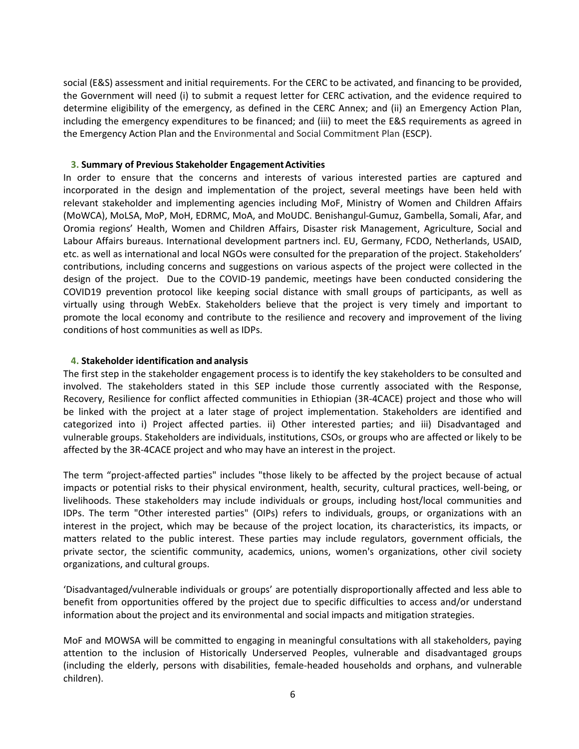social (E&S) assessment and initial requirements. For the CERC to be activated, and financing to be provided, the Government will need (i) to submit a request letter for CERC activation, and the evidence required to determine eligibility of the emergency, as defined in the CERC Annex; and (ii) an Emergency Action Plan, including the emergency expenditures to be financed; and (iii) to meet the E&S requirements as agreed in the Emergency Action Plan and the Environmental and Social Commitment Plan (ESCP).

## 3. Summary of Previous Stakeholder Engagement Activities

In order to ensure that the concerns and interests of various interested parties are captured and incorporated in the design and implementation of the project, several meetings have been held with relevant stakeholder and implementing agencies including MoF, Ministry of Women and Children Affairs (MoWCA), MoLSA, MoP, MoH, EDRMC, MoA, and MoUDC. Benishangul-Gumuz, Gambella, Somali, Afar, and Oromia regions' Health, Women and Children Affairs, Disaster risk Management, Agriculture, Social and Labour Affairs bureaus. International development partners incl. EU, Germany, FCDO, Netherlands, USAID, etc. as well as international and local NGOs were consulted for the preparation of the project. Stakeholders' contributions, including concerns and suggestions on various aspects of the project were collected in the design of the project. Due to the COVID-19 pandemic, meetings have been conducted considering the COVID19 prevention protocol like keeping social distance with small groups of participants, as well as virtually using through WebEx. Stakeholders believe that the project is very timely and important to promote the local economy and contribute to the resilience and recovery and improvement of the living conditions of host communities as well as IDPs.

## 4. Stakeholder identification and analysis

The first step in the stakeholder engagement process is to identify the key stakeholders to be consulted and involved. The stakeholders stated in this SEP include those currently associated with the Response, Recovery, Resilience for conflict affected communities in Ethiopian (3R-4CACE) project and those who will be linked with the project at a later stage of project implementation. Stakeholders are identified and categorized into i) Project affected parties. ii) Other interested parties; and iii) Disadvantaged and vulnerable groups. Stakeholders are individuals, institutions, CSOs, or groups who are affected or likely to be affected by the 3R-4CACE project and who may have an interest in the project.

The term "project-affected parties" includes "those likely to be affected by the project because of actual impacts or potential risks to their physical environment, health, security, cultural practices, well-being, or livelihoods. These stakeholders may include individuals or groups, including host/local communities and IDPs. The term "Other interested parties" (OIPs) refers to individuals, groups, or organizations with an interest in the project, which may be because of the project location, its characteristics, its impacts, or matters related to the public interest. These parties may include regulators, government officials, the private sector, the scientific community, academics, unions, women's organizations, other civil society organizations, and cultural groups.

'Disadvantaged/vulnerable individuals or groups' are potentially disproportionally affected and less able to benefit from opportunities offered by the project due to specific difficulties to access and/or understand information about the project and its environmental and social impacts and mitigation strategies.

MoF and MOWSA will be committed to engaging in meaningful consultations with all stakeholders, paying attention to the inclusion of Historically Underserved Peoples, vulnerable and disadvantaged groups (including the elderly, persons with disabilities, female-headed households and orphans, and vulnerable children).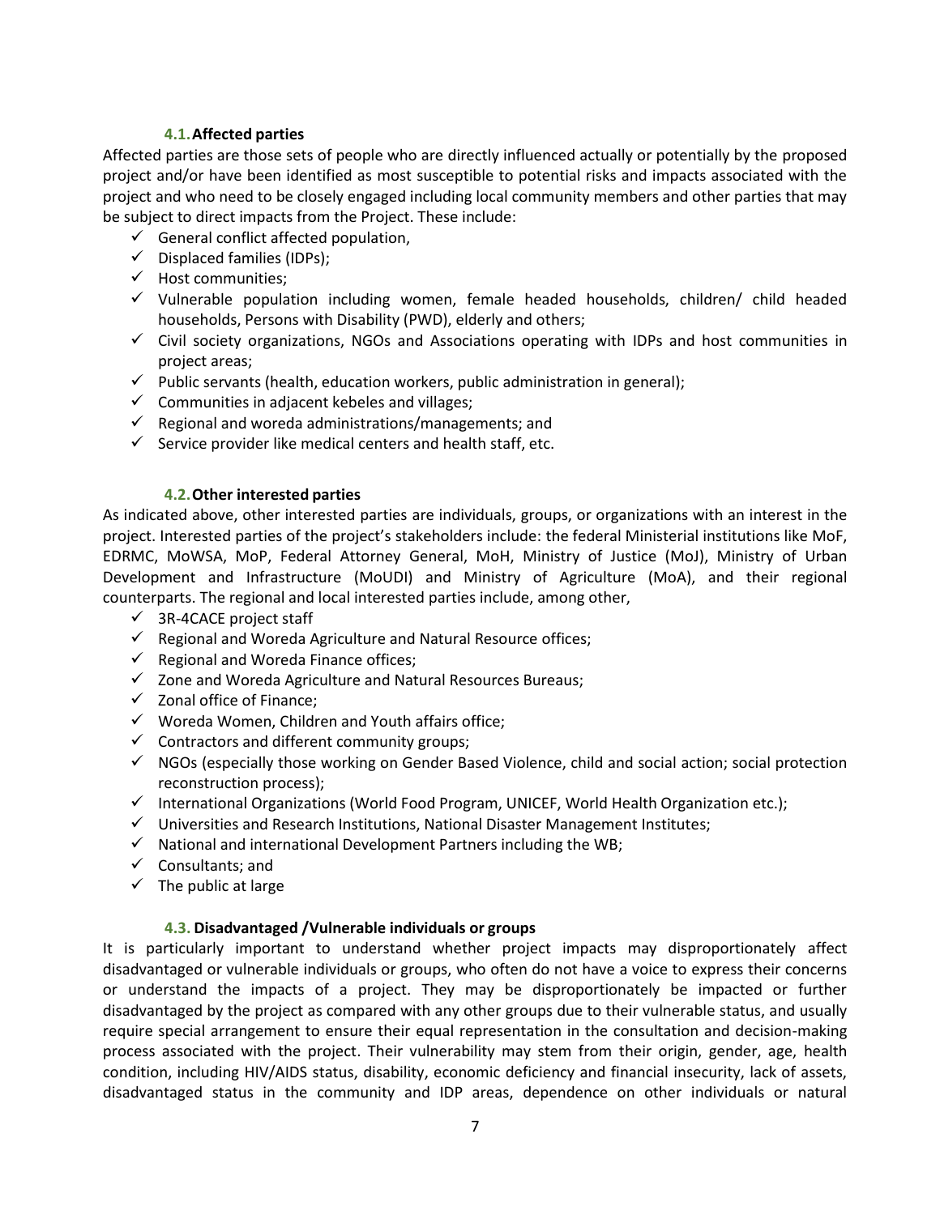### 4.1. Affected parties

Affected parties are those sets of people who are directly influenced actually or potentially by the proposed project and/or have been identified as most susceptible to potential risks and impacts associated with the project and who need to be closely engaged including local community members and other parties that may be subject to direct impacts from the Project. These include:

- ✓ General conflict affected population,
- ✓ Displaced families (IDPs);
- ✓ Host communities;
- ✓ Vulnerable population including women, female headed households, children/ child headed households, Persons with Disability (PWD), elderly and others;
- ✓ Civil society organizations, NGOs and Associations operating with IDPs and host communities in project areas;
- ✓ Public servants (health, education workers, public administration in general);
- ✓ Communities in adjacent kebeles and villages;
- ✓ Regional and woreda administrations/managements; and
- ✓ Service provider like medical centers and health staff, etc.

### 4.2. Other interested parties

As indicated above, other interested parties are individuals, groups, or organizations with an interest in the project. Interested parties of the project's stakeholders include: the federal Ministerial institutions like MoF, EDRMC, MoWSA, MoP, Federal Attorney General, MoH, Ministry of Justice (MoJ), Ministry of Urban Development and Infrastructure (MoUDI) and Ministry of Agriculture (MoA), and their regional counterparts. The regional and local interested parties include, among other,

- ✓ 3R-4CACE project staff
- ✓ Regional and Woreda Agriculture and Natural Resource offices;
- ✓ Regional and Woreda Finance offices;
- ✓ Zone and Woreda Agriculture and Natural Resources Bureaus;
- ✓ Zonal office of Finance;
- ✓ Woreda Women, Children and Youth affairs office;
- ✓ Contractors and different community groups;
- ✓ NGOs (especially those working on Gender Based Violence, child and social action; social protection reconstruction process);
- ✓ International Organizations (World Food Program, UNICEF, World Health Organization etc.);
- ✓ Universities and Research Institutions, National Disaster Management Institutes;
- ✓ National and international Development Partners including the WB;
- ✓ Consultants; and
- ✓ The public at large

### 4.3. Disadvantaged /Vulnerable individuals or groups

It is particularly important to understand whether project impacts may disproportionately affect disadvantaged or vulnerable individuals or groups, who often do not have a voice to express their concerns or understand the impacts of a project. They may be disproportionately be impacted or further disadvantaged by the project as compared with any other groups due to their vulnerable status, and usually require special arrangement to ensure their equal representation in the consultation and decision-making process associated with the project. Their vulnerability may stem from their origin, gender, age, health condition, including HIV/AIDS status, disability, economic deficiency and financial insecurity, lack of assets, disadvantaged status in the community and IDP areas, dependence on other individuals or natural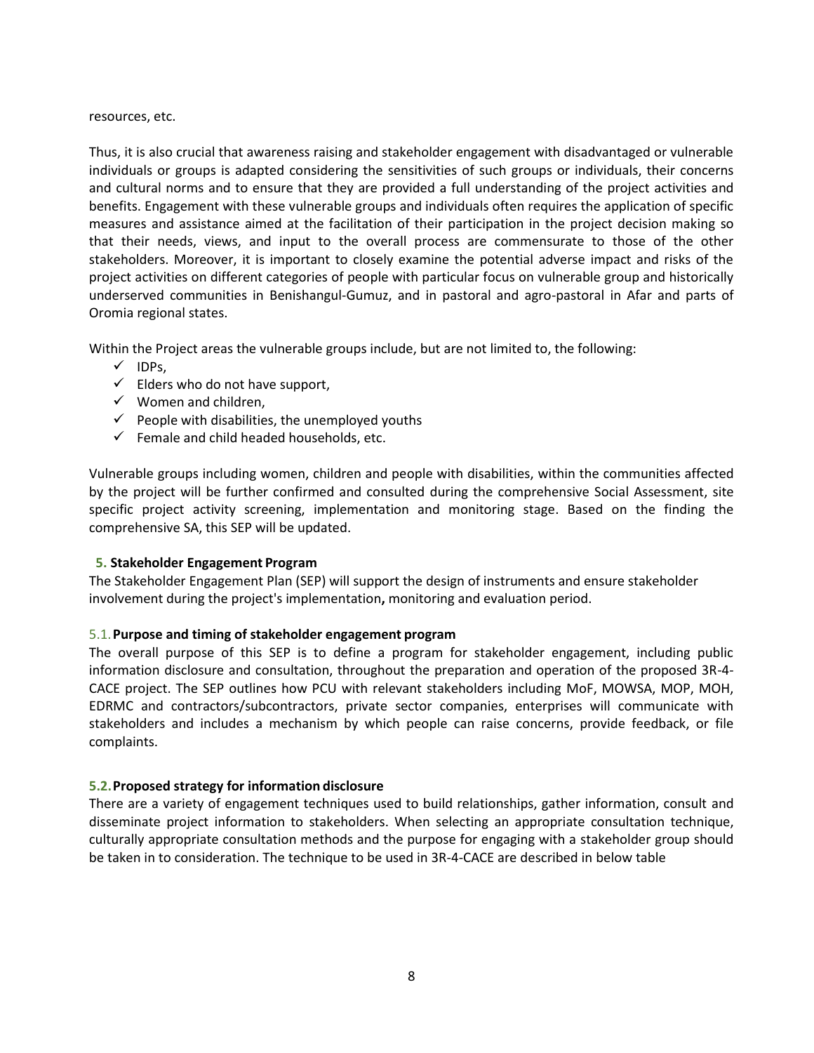resources, etc.

Thus, it is also crucial that awareness raising and stakeholder engagement with disadvantaged or vulnerable individuals or groups is adapted considering the sensitivities of such groups or individuals, their concerns and cultural norms and to ensure that they are provided a full understanding of the project activities and benefits. Engagement with these vulnerable groups and individuals often requires the application of specific measures and assistance aimed at the facilitation of their participation in the project decision making so that their needs, views, and input to the overall process are commensurate to those of the other stakeholders. Moreover, it is important to closely examine the potential adverse impact and risks of the project activities on different categories of people with particular focus on vulnerable group and historically underserved communities in Benishangul-Gumuz, and in pastoral and agro-pastoral in Afar and parts of Oromia regional states.

Within the Project areas the vulnerable groups include, but are not limited to, the following:

- ✓ IDPs,
- ✓ Elders who do not have support,
- ✓ Women and children,
- ✓ People with disabilities, the unemployed youths
- ✓ Female and child headed households, etc.

Vulnerable groups including women, children and people with disabilities, within the communities affected by the project will be further confirmed and consulted during the comprehensive Social Assessment, site specific project activity screening, implementation and monitoring stage. Based on the finding the comprehensive SA, this SEP will be updated.

## 5. Stakeholder Engagement Program

The Stakeholder Engagement Plan (SEP) will support the design of instruments and ensure stakeholder involvement during the project's implementation**,** monitoring and evaluation period.

### 5.1. Purpose and timing of stakeholder engagement program

The overall purpose of this SEP is to define a program for stakeholder engagement, including public information disclosure and consultation, throughout the preparation and operation of the proposed 3R-4-CACE project. The SEP outlines how PCU with relevant stakeholders including MoF, MOWSA, MOP, MOH, EDRMC and contractors/subcontractors, private sector companies, enterprises will communicate with stakeholders and includes a mechanism by which people can raise concerns, provide feedback, or file complaints.

### 5.2. Proposed strategy for information disclosure

There are a variety of engagement techniques used to build relationships, gather information, consult and disseminate project information to stakeholders. When selecting an appropriate consultation technique, culturally appropriate consultation methods and the purpose for engaging with a stakeholder group should be taken in to consideration. The technique to be used in 3R-4-CACE are described in below table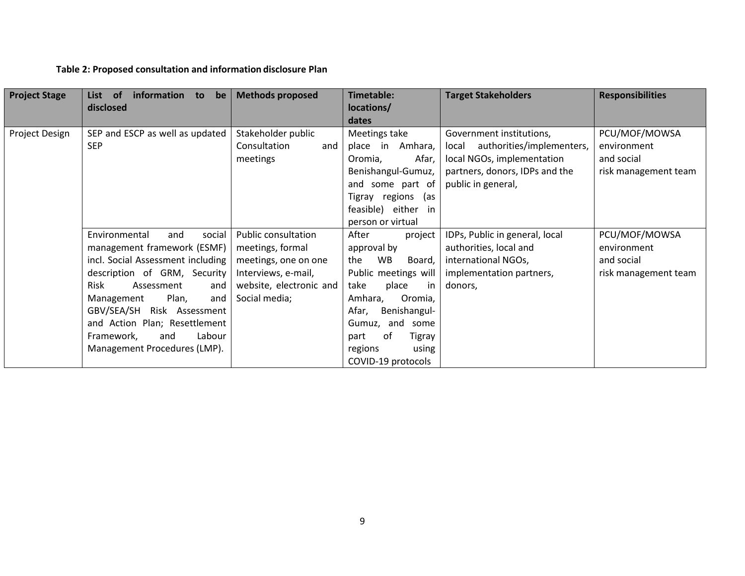**Table 2: Proposed consultation and information disclosure Plan**

| Project Stage | List of information to be disclosed | Methods proposed | Timetable: locations/ dates | Target Stakeholders | Responsibilities |
|---|---|---|---|---|---|
| Project Design | SEP and ESCP as well as updated SEP | Stakeholder public Consultation and meetings | Meetings take place in Amhara, Oromia, Afar, Benishangul-Gumuz, and some part of Tigray regions (as feasible) either in person or virtual | Government institutions, local authorities/implementers, local NGOs, implementation partners, donors, IDPs and the public in general, | PCU/MOF/MOWSA environment and social risk management team |
| | Environmental and social management framework (ESMF) incl. Social Assessment including description of GRM, Security Risk Assessment and Management Plan, and GBV/SEA/SH Risk Assessment and Action Plan; Resettlement Framework, and Labour Management Procedures (LMP). | Public consultation meetings, formal meetings, one on one Interviews, e-mail, website, electronic and Social media; | After project approval by the WB Board, Public meetings will take place in Amhara, Oromia, Afar, Benishangul-Gumuz, and some part of Tigray regions using COVID-19 protocols | IDPs, Public in general, local authorities, local and international NGOs, implementation partners, donors, | PCU/MOF/MOWSA environment and social risk management team |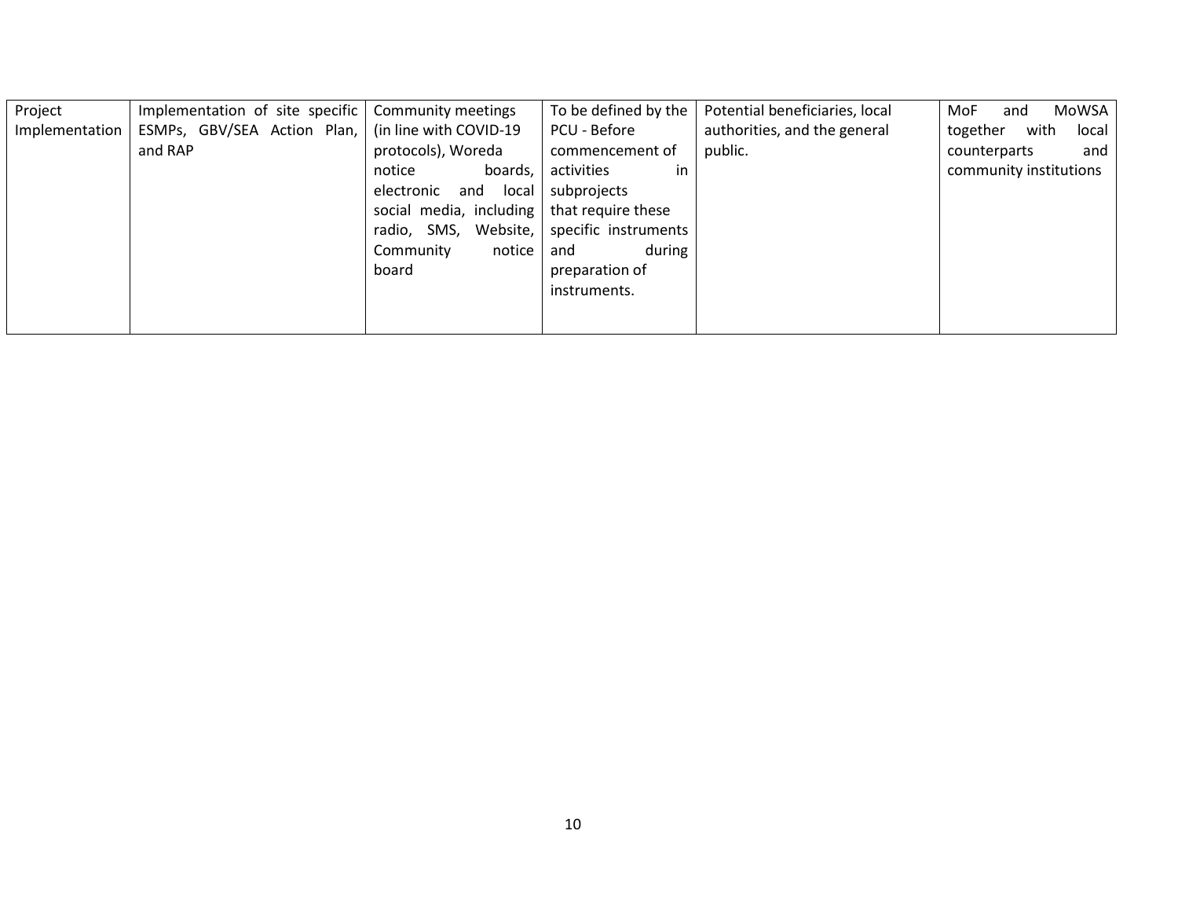| Project Implementation | Implementation of site specific ESMPs, GBV/SEA Action Plan, and RAP | Community meetings (in line with COVID-19 protocols), Woreda notice boards, electronic and local social media, including radio, SMS, Website, Community notice board | To be defined by the PCU - Before commencement of activities in subprojects that require these specific instruments and during preparation of instruments. | Potential beneficiaries, local authorities, and the general public. | MoF and MoWSA together with local counterparts and community institutions |
|---|---|---|---|---|---|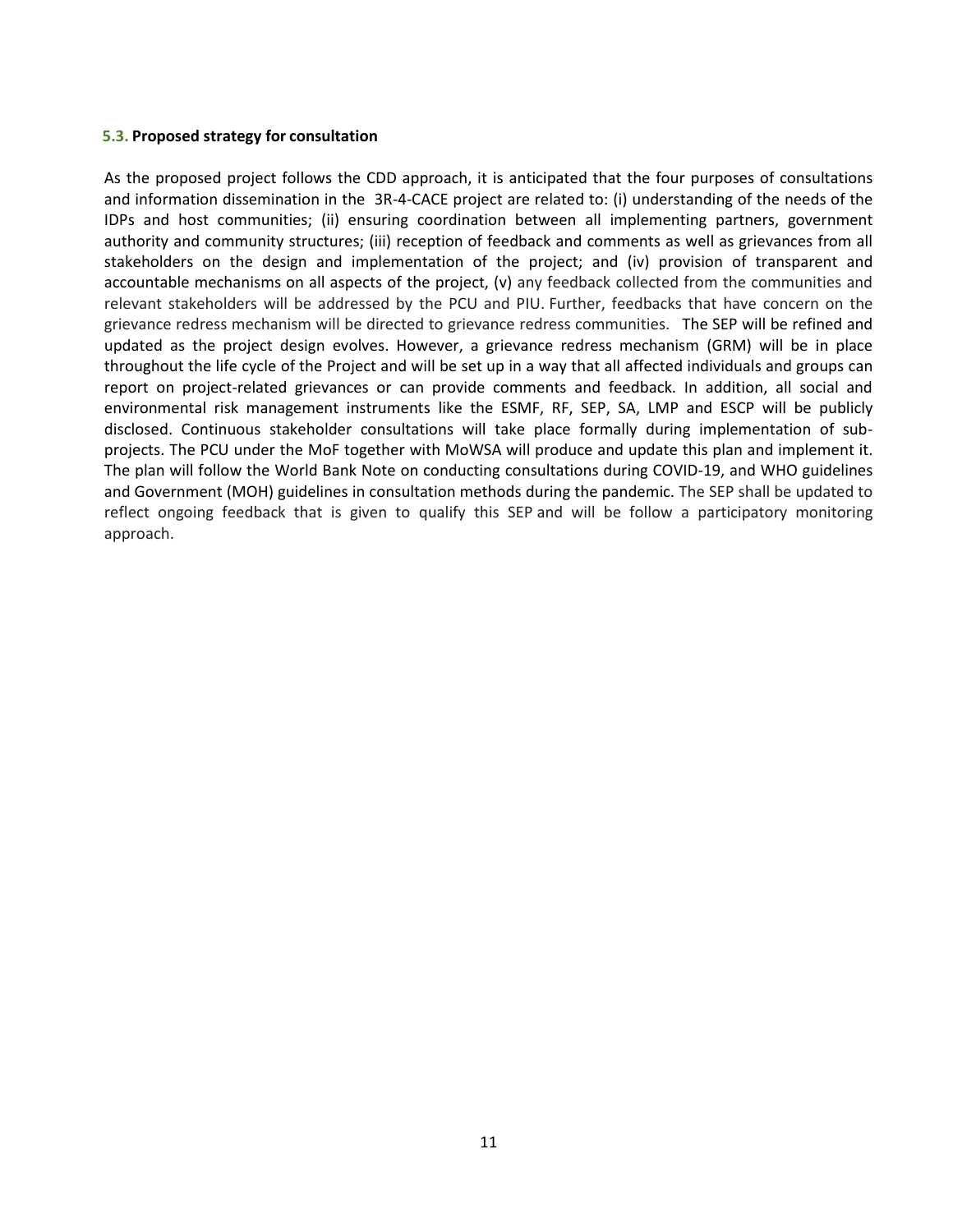### 5.3. Proposed strategy for consultation

As the proposed project follows the CDD approach, it is anticipated that the four purposes of consultations and information dissemination in the 3R-4-CACE project are related to: (i) understanding of the needs of the IDPs and host communities; (ii) ensuring coordination between all implementing partners, government authority and community structures; (iii) reception of feedback and comments as well as grievances from all stakeholders on the design and implementation of the project; and (iv) provision of transparent and accountable mechanisms on all aspects of the project, (v) any feedback collected from the communities and relevant stakeholders will be addressed by the PCU and PIU. Further, feedbacks that have concern on the grievance redress mechanism will be directed to grievance redress communities. The SEP will be refined and updated as the project design evolves. However, a grievance redress mechanism (GRM) will be in place throughout the life cycle of the Project and will be set up in a way that all affected individuals and groups can report on project-related grievances or can provide comments and feedback. In addition, all social and environmental risk management instruments like the ESMF, RF, SEP, SA, LMP and ESCP will be publicly disclosed. Continuous stakeholder consultations will take place formally during implementation of sub-projects. The PCU under the MoF together with MoWSA will produce and update this plan and implement it. The plan will follow the World Bank Note on conducting consultations during COVID-19, and WHO guidelines and Government (MOH) guidelines in consultation methods during the pandemic. The SEP shall be updated to reflect ongoing feedback that is given to qualify this SEP and will be follow a participatory monitoring approach.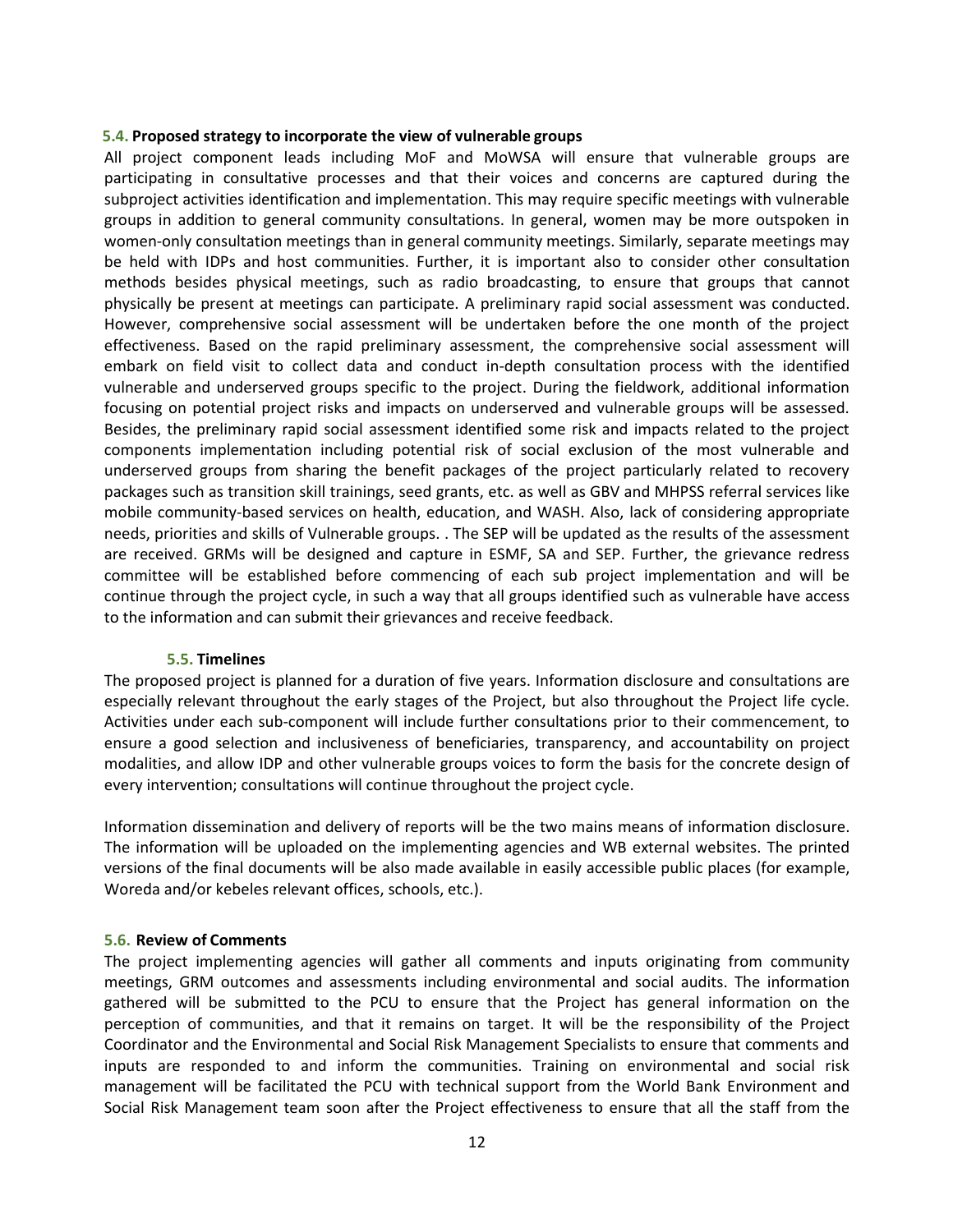### 5.4. Proposed strategy to incorporate the view of vulnerable groups

All project component leads including MoF and MoWSA will ensure that vulnerable groups are participating in consultative processes and that their voices and concerns are captured during the subproject activities identification and implementation. This may require specific meetings with vulnerable groups in addition to general community consultations. In general, women may be more outspoken in women-only consultation meetings than in general community meetings. Similarly, separate meetings may be held with IDPs and host communities. Further, it is important also to consider other consultation methods besides physical meetings, such as radio broadcasting, to ensure that groups that cannot physically be present at meetings can participate. A preliminary rapid social assessment was conducted. However, comprehensive social assessment will be undertaken before the one month of the project effectiveness. Based on the rapid preliminary assessment, the comprehensive social assessment will embark on field visit to collect data and conduct in-depth consultation process with the identified vulnerable and underserved groups specific to the project. During the fieldwork, additional information focusing on potential project risks and impacts on underserved and vulnerable groups will be assessed. Besides, the preliminary rapid social assessment identified some risk and impacts related to the project components implementation including potential risk of social exclusion of the most vulnerable and underserved groups from sharing the benefit packages of the project particularly related to recovery packages such as transition skill trainings, seed grants, etc. as well as GBV and MHPSS referral services like mobile community-based services on health, education, and WASH. Also, lack of considering appropriate needs, priorities and skills of Vulnerable groups. . The SEP will be updated as the results of the assessment are received. GRMs will be designed and capture in ESMF, SA and SEP. Further, the grievance redress committee will be established before commencing of each sub project implementation and will be continue through the project cycle, in such a way that all groups identified such as vulnerable have access to the information and can submit their grievances and receive feedback.

### 5.5. Timelines

The proposed project is planned for a duration of five years. Information disclosure and consultations are especially relevant throughout the early stages of the Project, but also throughout the Project life cycle. Activities under each sub-component will include further consultations prior to their commencement, to ensure a good selection and inclusiveness of beneficiaries, transparency, and accountability on project modalities, and allow IDP and other vulnerable groups voices to form the basis for the concrete design of every intervention; consultations will continue throughout the project cycle.

Information dissemination and delivery of reports will be the two mains means of information disclosure. The information will be uploaded on the implementing agencies and WB external websites. The printed versions of the final documents will be also made available in easily accessible public places (for example, Woreda and/or kebeles relevant offices, schools, etc.).

### 5.6. Review of Comments

The project implementing agencies will gather all comments and inputs originating from community meetings, GRM outcomes and assessments including environmental and social audits. The information gathered will be submitted to the PCU to ensure that the Project has general information on the perception of communities, and that it remains on target. It will be the responsibility of the Project Coordinator and the Environmental and Social Risk Management Specialists to ensure that comments and inputs are responded to and inform the communities. Training on environmental and social risk management will be facilitated the PCU with technical support from the World Bank Environment and Social Risk Management team soon after the Project effectiveness to ensure that all the staff from the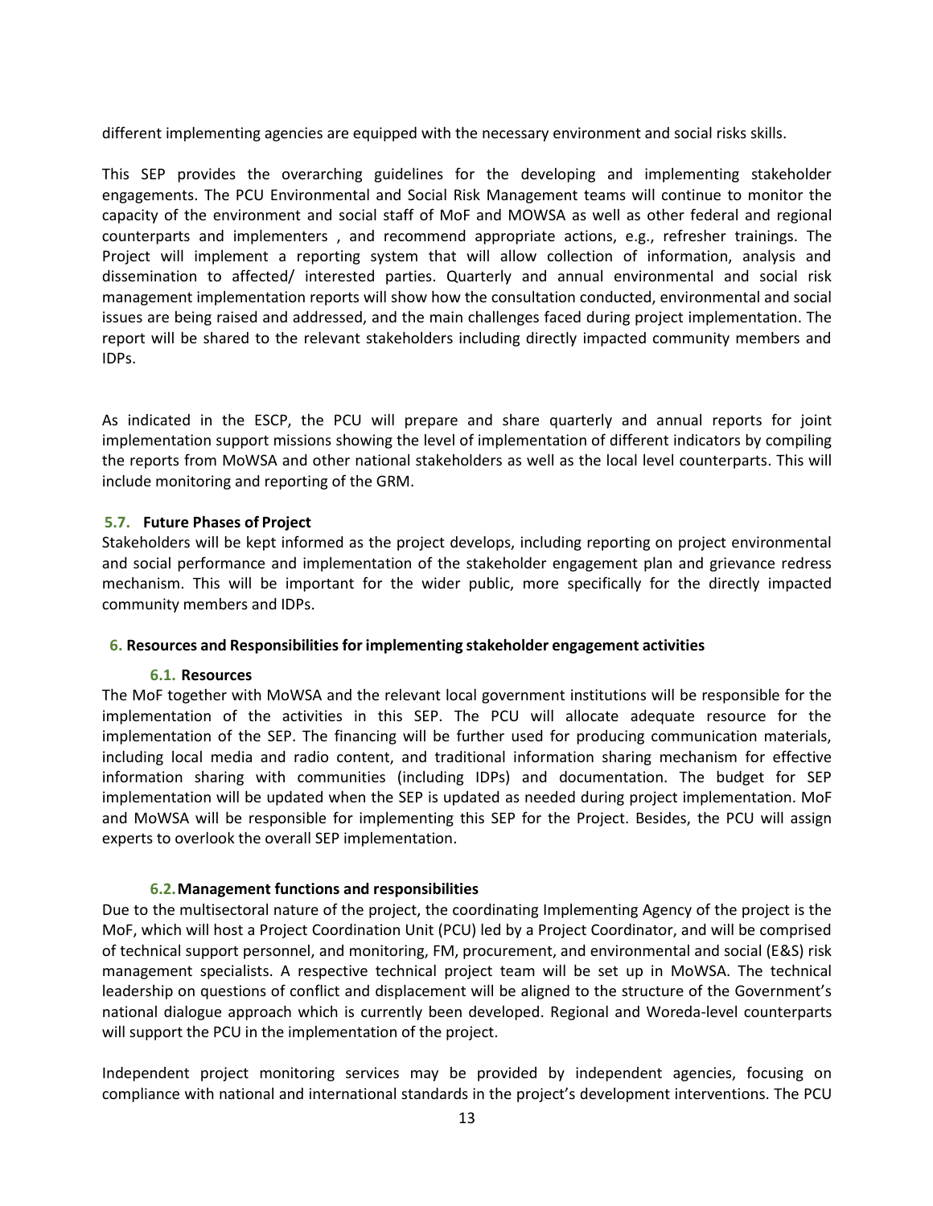different implementing agencies are equipped with the necessary environment and social risks skills.

This SEP provides the overarching guidelines for the developing and implementing stakeholder engagements. The PCU Environmental and Social Risk Management teams will continue to monitor the capacity of the environment and social staff of MoF and MOWSA as well as other federal and regional counterparts and implementers , and recommend appropriate actions, e.g., refresher trainings. The Project will implement a reporting system that will allow collection of information, analysis and dissemination to affected/ interested parties. Quarterly and annual environmental and social risk management implementation reports will show how the consultation conducted, environmental and social issues are being raised and addressed, and the main challenges faced during project implementation. The report will be shared to the relevant stakeholders including directly impacted community members and IDPs.

As indicated in the ESCP, the PCU will prepare and share quarterly and annual reports for joint implementation support missions showing the level of implementation of different indicators by compiling the reports from MoWSA and other national stakeholders as well as the local level counterparts. This will include monitoring and reporting of the GRM.

### 5.7. Future Phases of Project

Stakeholders will be kept informed as the project develops, including reporting on project environmental and social performance and implementation of the stakeholder engagement plan and grievance redress mechanism. This will be important for the wider public, more specifically for the directly impacted community members and IDPs.

## 6. Resources and Responsibilities for implementing stakeholder engagement activities

### 6.1. Resources

The MoF together with MoWSA and the relevant local government institutions will be responsible for the implementation of the activities in this SEP. The PCU will allocate adequate resource for the implementation of the SEP. The financing will be further used for producing communication materials, including local media and radio content, and traditional information sharing mechanism for effective information sharing with communities (including IDPs) and documentation. The budget for SEP implementation will be updated when the SEP is updated as needed during project implementation. MoF and MoWSA will be responsible for implementing this SEP for the Project. Besides, the PCU will assign experts to overlook the overall SEP implementation.

### 6.2. Management functions and responsibilities

Due to the multisectoral nature of the project, the coordinating Implementing Agency of the project is the MoF, which will host a Project Coordination Unit (PCU) led by a Project Coordinator, and will be comprised of technical support personnel, and monitoring, FM, procurement, and environmental and social (E&S) risk management specialists. A respective technical project team will be set up in MoWSA. The technical leadership on questions of conflict and displacement will be aligned to the structure of the Government's national dialogue approach which is currently been developed. Regional and Woreda-level counterparts will support the PCU in the implementation of the project.

Independent project monitoring services may be provided by independent agencies, focusing on compliance with national and international standards in the project's development interventions. The PCU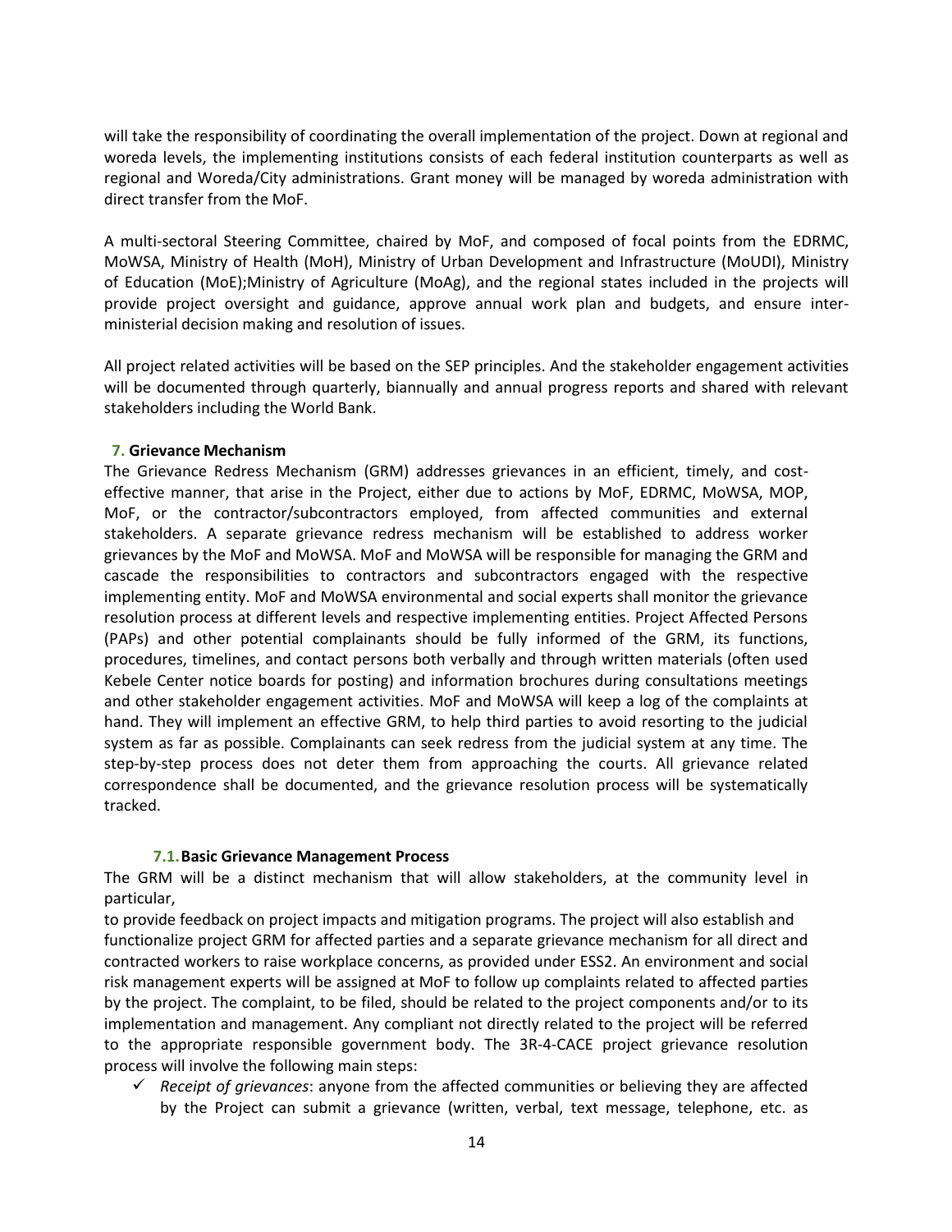will take the responsibility of coordinating the overall implementation of the project. Down at regional and woreda levels, the implementing institutions consists of each federal institution counterparts as well as regional and Woreda/City administrations. Grant money will be managed by woreda administration with direct transfer from the MoF.

A multi-sectoral Steering Committee, chaired by MoF, and composed of focal points from the EDRMC, MoWSA, Ministry of Health (MoH), Ministry of Urban Development and Infrastructure (MoUDI), Ministry of Education (MoE);Ministry of Agriculture (MoAg), and the regional states included in the projects will provide project oversight and guidance, approve annual work plan and budgets, and ensure inter-ministerial decision making and resolution of issues.

All project related activities will be based on the SEP principles. And the stakeholder engagement activities will be documented through quarterly, biannually and annual progress reports and shared with relevant stakeholders including the World Bank.

## 7. Grievance Mechanism

The Grievance Redress Mechanism (GRM) addresses grievances in an efficient, timely, and cost-effective manner, that arise in the Project, either due to actions by MoF, EDRMC, MoWSA, MOP, MoF, or the contractor/subcontractors employed, from affected communities and external stakeholders. A separate grievance redress mechanism will be established to address worker grievances by the MoF and MoWSA. MoF and MoWSA will be responsible for managing the GRM and cascade the responsibilities to contractors and subcontractors engaged with the respective implementing entity. MoF and MoWSA environmental and social experts shall monitor the grievance resolution process at different levels and respective implementing entities. Project Affected Persons (PAPs) and other potential complainants should be fully informed of the GRM, its functions, procedures, timelines, and contact persons both verbally and through written materials (often used Kebele Center notice boards for posting) and information brochures during consultations meetings and other stakeholder engagement activities. MoF and MoWSA will keep a log of the complaints at hand. They will implement an effective GRM, to help third parties to avoid resorting to the judicial system as far as possible. Complainants can seek redress from the judicial system at any time. The step-by-step process does not deter them from approaching the courts. All grievance related correspondence shall be documented, and the grievance resolution process will be systematically tracked.

### 7.1. Basic Grievance Management Process

The GRM will be a distinct mechanism that will allow stakeholders, at the community level in particular,
to provide feedback on project impacts and mitigation programs. The project will also establish and functionalize project GRM for affected parties and a separate grievance mechanism for all direct and contracted workers to raise workplace concerns, as provided under ESS2. An environment and social risk management experts will be assigned at MoF to follow up complaints related to affected parties by the project. The complaint, to be filed, should be related to the project components and/or to its implementation and management. Any compliant not directly related to the project will be referred to the appropriate responsible government body. The 3R-4-CACE project grievance resolution process will involve the following main steps:

- ✓ *Receipt of grievances*: anyone from the affected communities or believing they are affected by the Project can submit a grievance (written, verbal, text message, telephone, etc. as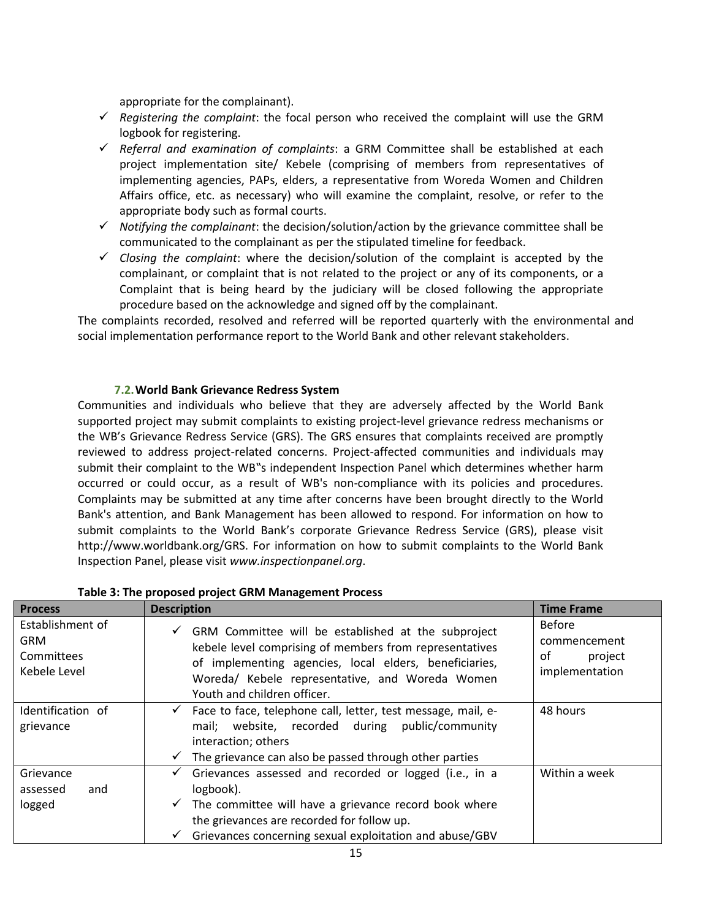appropriate for the complainant).

- ✓ *Registering the complaint*: the focal person who received the complaint will use the GRM logbook for registering.
- ✓ *Referral and examination of complaints*: a GRM Committee shall be established at each project implementation site/ Kebele (comprising of members from representatives of implementing agencies, PAPs, elders, a representative from Woreda Women and Children Affairs office, etc. as necessary) who will examine the complaint, resolve, or refer to the appropriate body such as formal courts.
- ✓ *Notifying the complainant*: the decision/solution/action by the grievance committee shall be communicated to the complainant as per the stipulated timeline for feedback.
- ✓ *Closing the complaint*: where the decision/solution of the complaint is accepted by the complainant, or complaint that is not related to the project or any of its components, or a Complaint that is being heard by the judiciary will be closed following the appropriate procedure based on the acknowledge and signed off by the complainant.

The complaints recorded, resolved and referred will be reported quarterly with the environmental and social implementation performance report to the World Bank and other relevant stakeholders.

### 7.2. World Bank Grievance Redress System

Communities and individuals who believe that they are adversely affected by the World Bank supported project may submit complaints to existing project-level grievance redress mechanisms or the WB's Grievance Redress Service (GRS). The GRS ensures that complaints received are promptly reviewed to address project-related concerns. Project-affected communities and individuals may submit their complaint to the WB"s independent Inspection Panel which determines whether harm occurred or could occur, as a result of WB's non-compliance with its policies and procedures. Complaints may be submitted at any time after concerns have been brought directly to the World Bank's attention, and Bank Management has been allowed to respond. For information on how to submit complaints to the World Bank's corporate Grievance Redress Service (GRS), please visit http://www.worldbank.org/GRS. For information on how to submit complaints to the World Bank Inspection Panel, please visit *www.inspectionpanel.org*.

**Table 3: The proposed project GRM Management Process**

| Process | Description | Time Frame |
|---|---|---|
| Establishment of GRM Committees Kebele Level | ✓ GRM Committee will be established at the subproject kebele level comprising of members from representatives of implementing agencies, local elders, beneficiaries, Woreda/ Kebele representative, and Woreda Women Youth and children officer. | Before commencement of project implementation |
| Identification of grievance | ✓ Face to face, telephone call, letter, test message, mail, e-mail; website, recorded during public/community interaction; others<br>✓ The grievance can also be passed through other parties | 48 hours |
| Grievance assessed and logged | ✓ Grievances assessed and recorded or logged (i.e., in a logbook).<br>✓ The committee will have a grievance record book where the grievances are recorded for follow up.<br>✓ Grievances concerning sexual exploitation and abuse/GBV | Within a week |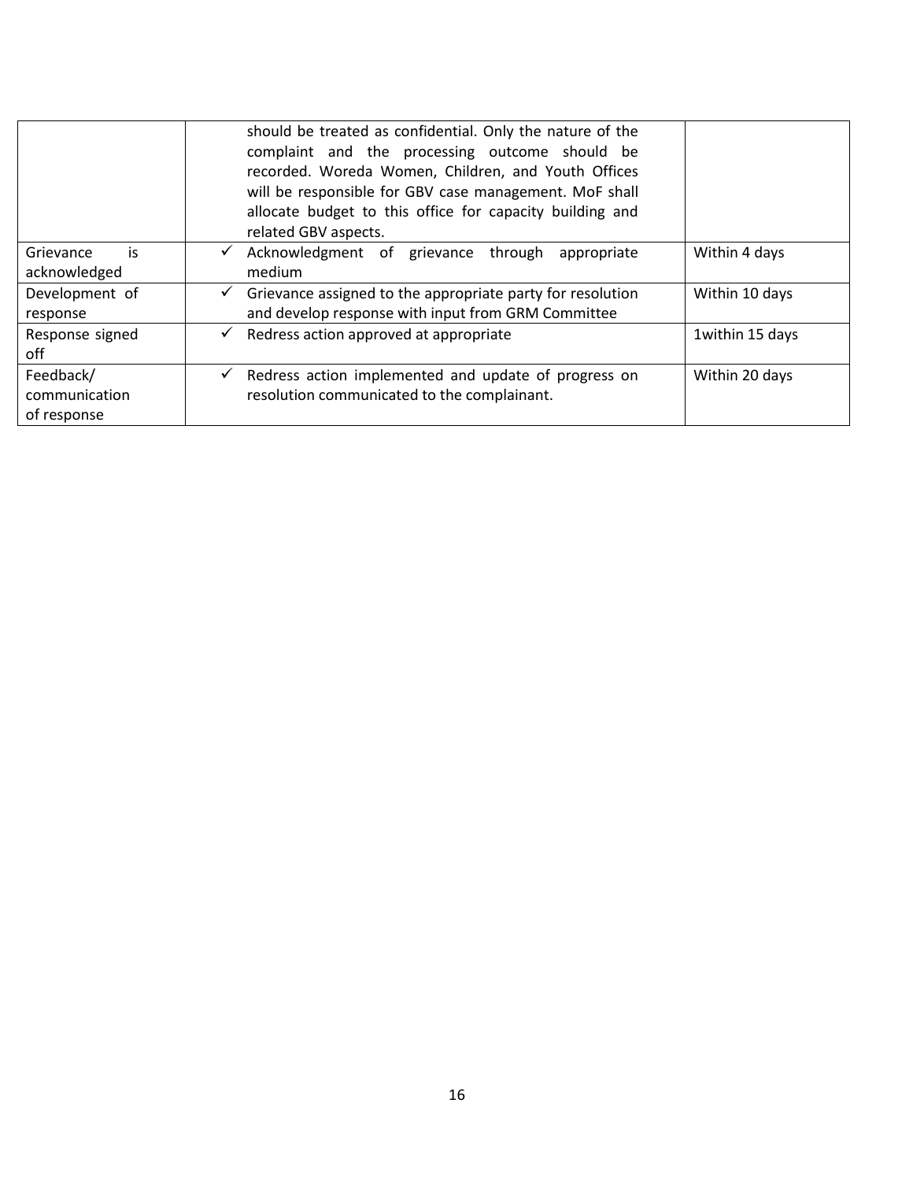| | | |
|---|---|---|
| | should be treated as confidential. Only the nature of the complaint and the processing outcome should be recorded. Woreda Women, Children, and Youth Offices will be responsible for GBV case management. MoF shall allocate budget to this office for capacity building and related GBV aspects. | |
| Grievance is acknowledged | ✓ Acknowledgment of grievance through appropriate medium | Within 4 days |
| Development of response | ✓ Grievance assigned to the appropriate party for resolution and develop response with input from GRM Committee | Within 10 days |
| Response signed off | ✓ Redress action approved at appropriate | 1within 15 days |
| Feedback/ communication of response | ✓ Redress action implemented and update of progress on resolution communicated to the complainant. | Within 20 days |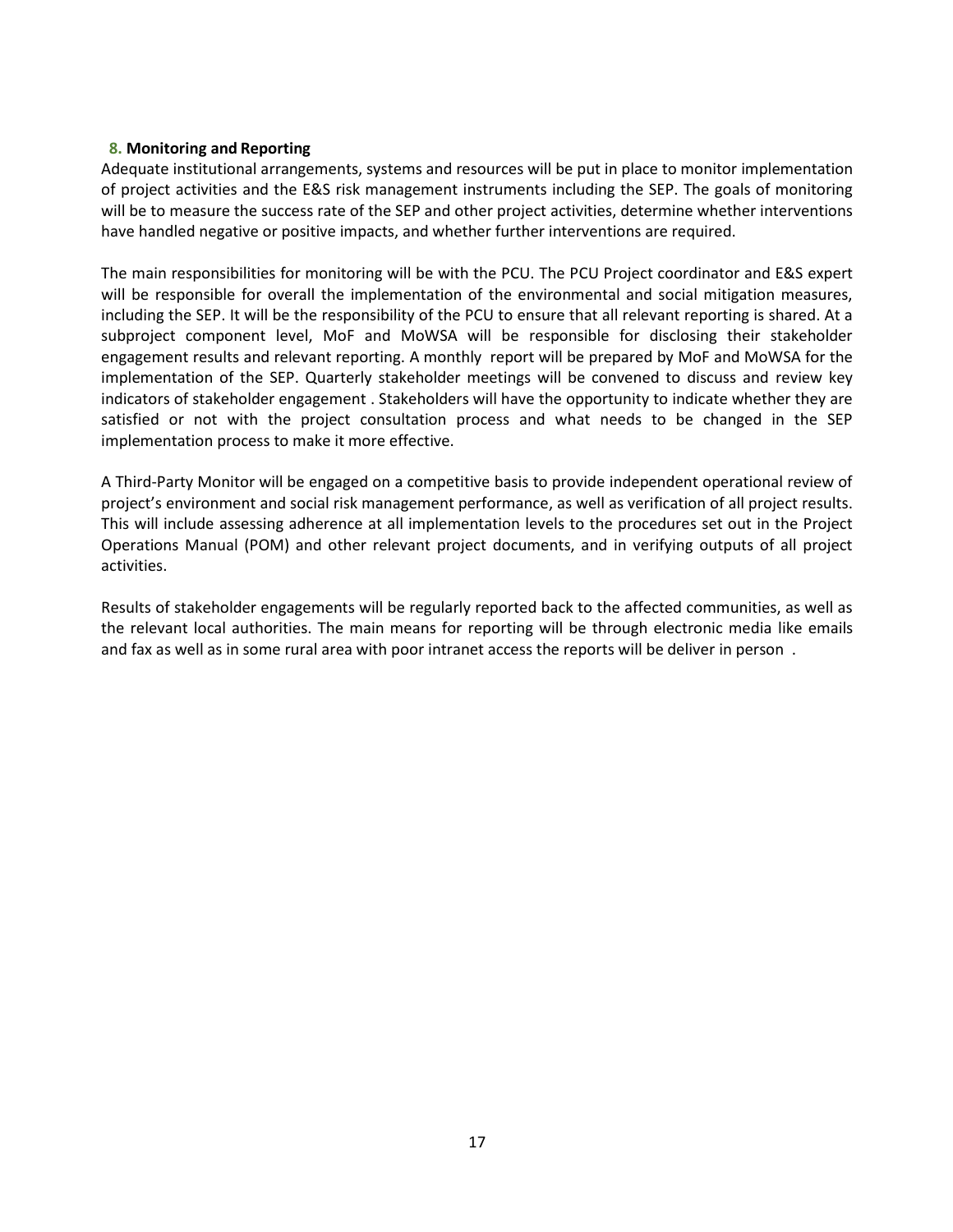## 8. Monitoring and Reporting

Adequate institutional arrangements, systems and resources will be put in place to monitor implementation of project activities and the E&S risk management instruments including the SEP. The goals of monitoring will be to measure the success rate of the SEP and other project activities, determine whether interventions have handled negative or positive impacts, and whether further interventions are required.

The main responsibilities for monitoring will be with the PCU. The PCU Project coordinator and E&S expert will be responsible for overall the implementation of the environmental and social mitigation measures, including the SEP. It will be the responsibility of the PCU to ensure that all relevant reporting is shared. At a subproject component level, MoF and MoWSA will be responsible for disclosing their stakeholder engagement results and relevant reporting. A monthly report will be prepared by MoF and MoWSA for the implementation of the SEP. Quarterly stakeholder meetings will be convened to discuss and review key indicators of stakeholder engagement . Stakeholders will have the opportunity to indicate whether they are satisfied or not with the project consultation process and what needs to be changed in the SEP implementation process to make it more effective.

A Third-Party Monitor will be engaged on a competitive basis to provide independent operational review of project's environment and social risk management performance, as well as verification of all project results. This will include assessing adherence at all implementation levels to the procedures set out in the Project Operations Manual (POM) and other relevant project documents, and in verifying outputs of all project activities.

Results of stakeholder engagements will be regularly reported back to the affected communities, as well as the relevant local authorities. The main means for reporting will be through electronic media like emails and fax as well as in some rural area with poor intranet access the reports will be deliver in person .